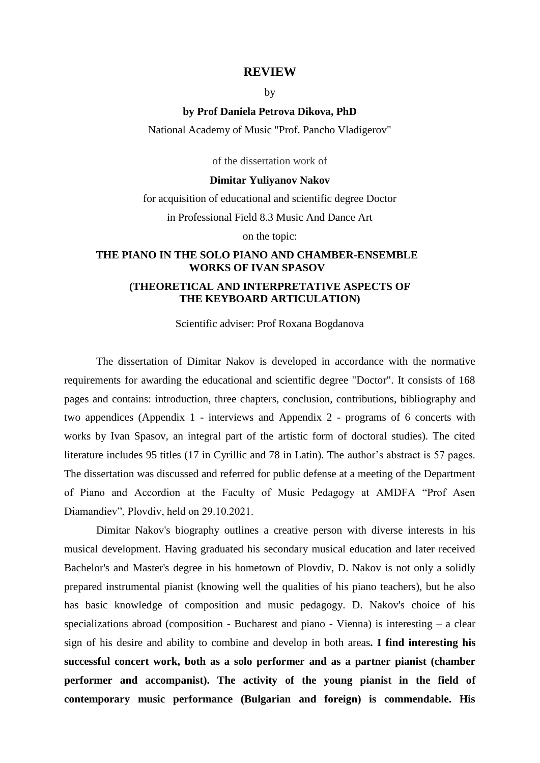# REVIEW

by

**by Prof Daniela Petrova Dikova, PhD**

National Academy of Music "Prof. Pancho Vladigerov"

of the dissertation work of

**Dimitar Yuliyanov Nakov**

for acquisition of educational and scientific degree Doctor

in Professional Field 8.3 Music And Dance Art

on the topic:

**THE PIANO IN THE SOLO PIANO AND CHAMBER-ENSEMBLE WORKS OF IVAN SPASOV**

**(THEORETICAL AND INTERPRETATIVE ASPECTS OF THE KEYBOARD ARTICULATION)**

Scientific adviser: Prof Roxana Bogdanova

The dissertation of Dimitar Nakov is developed in accordance with the normative requirements for awarding the educational and scientific degree "Doctor". It consists of 168 pages and contains: introduction, three chapters, conclusion, contributions, bibliography and two appendices (Appendix 1 - interviews and Appendix 2 - programs of 6 concerts with works by Ivan Spasov, an integral part of the artistic form of doctoral studies). The cited literature includes 95 titles (17 in Cyrillic and 78 in Latin). The author's abstract is 57 pages. The dissertation was discussed and referred for public defense at a meeting of the Department of Piano and Accordion at the Faculty of Music Pedagogy at AMDFA "Prof Asen Diamandiev", Plovdiv, held on 29.10.2021.

Dimitar Nakov's biography outlines a creative person with diverse interests in his musical development. Having graduated his secondary musical education and later received Bachelor's and Master's degree in his hometown of Plovdiv, D. Nakov is not only a solidly prepared instrumental pianist (knowing well the qualities of his piano teachers), but he also has basic knowledge of composition and music pedagogy. D. Nakov's choice of his specializations abroad (composition - Bucharest and piano - Vienna) is interesting – a clear sign of his desire and ability to combine and develop in both areas**. I find interesting his successful concert work, both as a solo performer and as a partner pianist (chamber performer and accompanist). The activity of the young pianist in the field of contemporary music performance (Bulgarian and foreign) is commendable. His**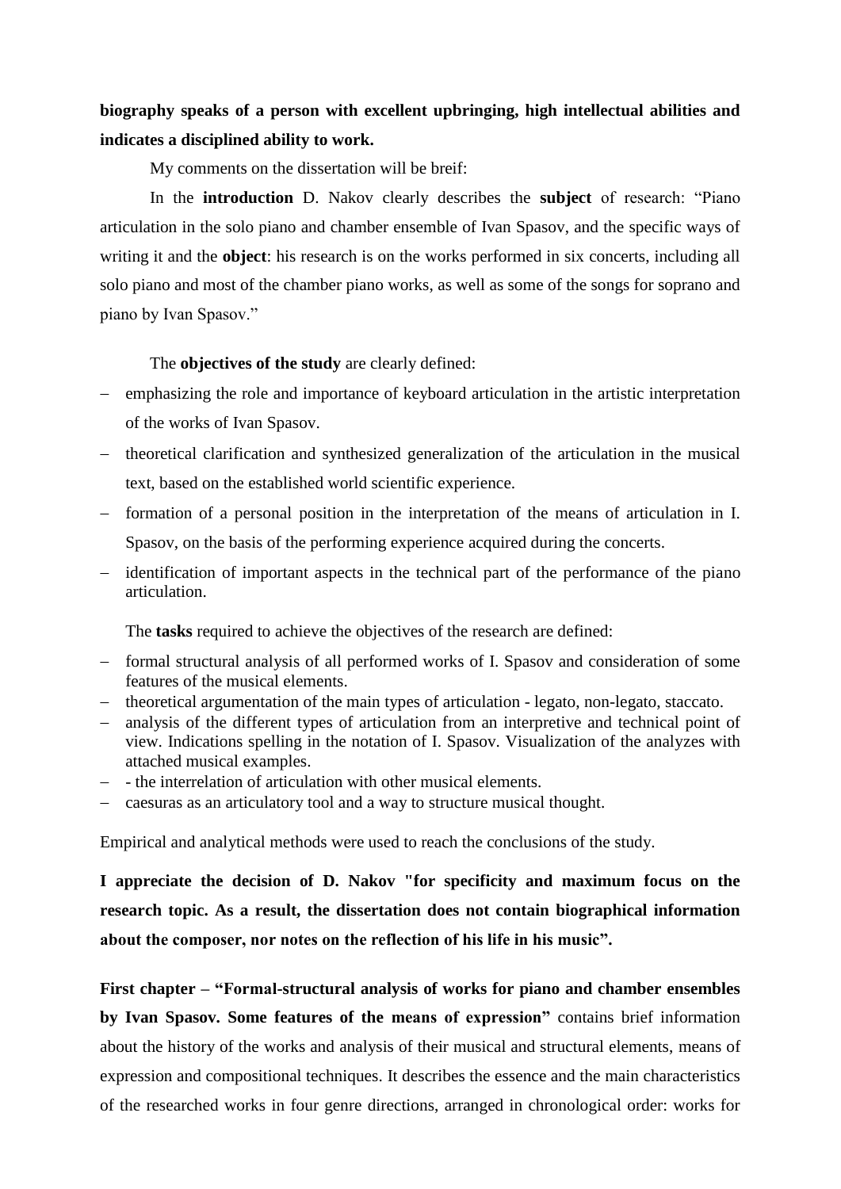**biography speaks of a person with excellent upbringing, high intellectual abilities and indicates a disciplined ability to work.**

My comments on the dissertation will be breif:

In the **introduction** D. Nakov clearly describes the **subject** of research: "Piano articulation in the solo piano and chamber ensemble of Ivan Spasov, and the specific ways of writing it and the **object**: his research is on the works performed in six concerts, including all solo piano and most of the chamber piano works, as well as some of the songs for soprano and piano by Ivan Spasov."

The **objectives of the study** are clearly defined:

- emphasizing the role and importance of keyboard articulation in the artistic interpretation of the works of Ivan Spasov.
- theoretical clarification and synthesized generalization of the articulation in the musical text, based on the established world scientific experience.
- formation of a personal position in the interpretation of the means of articulation in I. Spasov, on the basis of the performing experience acquired during the concerts.
- identification of important aspects in the technical part of the performance of the piano articulation.

The **tasks** required to achieve the objectives of the research are defined:

- formal structural analysis of all performed works of I. Spasov and consideration of some features of the musical elements.
- theoretical argumentation of the main types of articulation - legato, non-legato, staccato.
- analysis of the different types of articulation from an interpretive and technical point of view. Indications spelling in the notation of I. Spasov. Visualization of the analyzes with attached musical examples.
- - the interrelation of articulation with other musical elements.
- caesuras as an articulatory tool and a way to structure musical thought.

Empirical and analytical methods were used to reach the conclusions of the study.

**I appreciate the decision of D. Nakov "for specificity and maximum focus on the research topic. As a result, the dissertation does not contain biographical information about the composer, nor notes on the reflection of his life in his music".**

**First chapter – "Formal-structural analysis of works for piano and chamber ensembles by Ivan Spasov. Some features of the means of expression"** contains brief information about the history of the works and analysis of their musical and structural elements, means of expression and compositional techniques. It describes the essence and the main characteristics of the researched works in four genre directions, arranged in chronological order: works for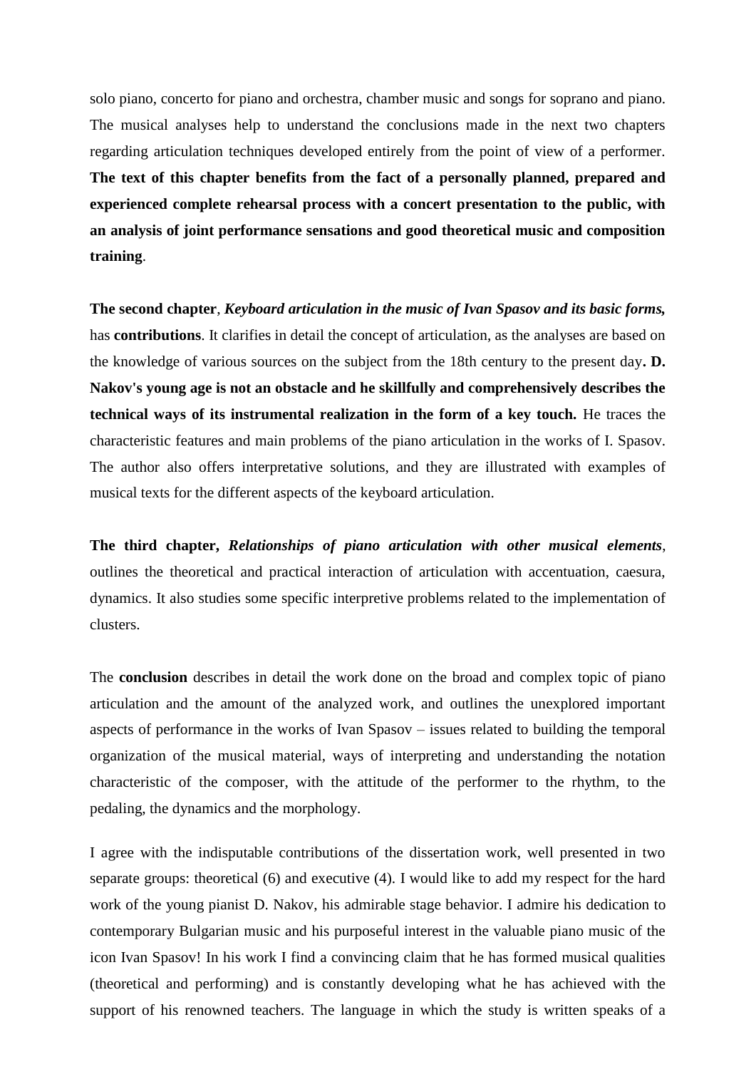solo piano, concerto for piano and orchestra, chamber music and songs for soprano and piano. The musical analyses help to understand the conclusions made in the next two chapters regarding articulation techniques developed entirely from the point of view of a performer. **The text of this chapter benefits from the fact of a personally planned, prepared and experienced complete rehearsal process with a concert presentation to the public, with an analysis of joint performance sensations and good theoretical music and composition training**.

**The second chapter**, ***Keyboard articulation in the music of Ivan Spasov and its basic forms,*** has **contributions**. It clarifies in detail the concept of articulation, as the analyses are based on the knowledge of various sources on the subject from the 18th century to the present day**. D. Nakov's young age is not an obstacle and he skillfully and comprehensively describes the technical ways of its instrumental realization in the form of a key touch.** He traces the characteristic features and main problems of the piano articulation in the works of I. Spasov. The author also offers interpretative solutions, and they are illustrated with examples of musical texts for the different aspects of the keyboard articulation.

**The third chapter,** ***Relationships of piano articulation with other musical elements***, outlines the theoretical and practical interaction of articulation with accentuation, caesura, dynamics. It also studies some specific interpretive problems related to the implementation of clusters.

The **conclusion** describes in detail the work done on the broad and complex topic of piano articulation and the amount of the analyzed work, and outlines the unexplored important aspects of performance in the works of Ivan Spasov – issues related to building the temporal organization of the musical material, ways of interpreting and understanding the notation characteristic of the composer, with the attitude of the performer to the rhythm, to the pedaling, the dynamics and the morphology.

I agree with the indisputable contributions of the dissertation work, well presented in two separate groups: theoretical (6) and executive (4). I would like to add my respect for the hard work of the young pianist D. Nakov, his admirable stage behavior. I admire his dedication to contemporary Bulgarian music and his purposeful interest in the valuable piano music of the icon Ivan Spasov! In his work I find a convincing claim that he has formed musical qualities (theoretical and performing) and is constantly developing what he has achieved with the support of his renowned teachers. The language in which the study is written speaks of a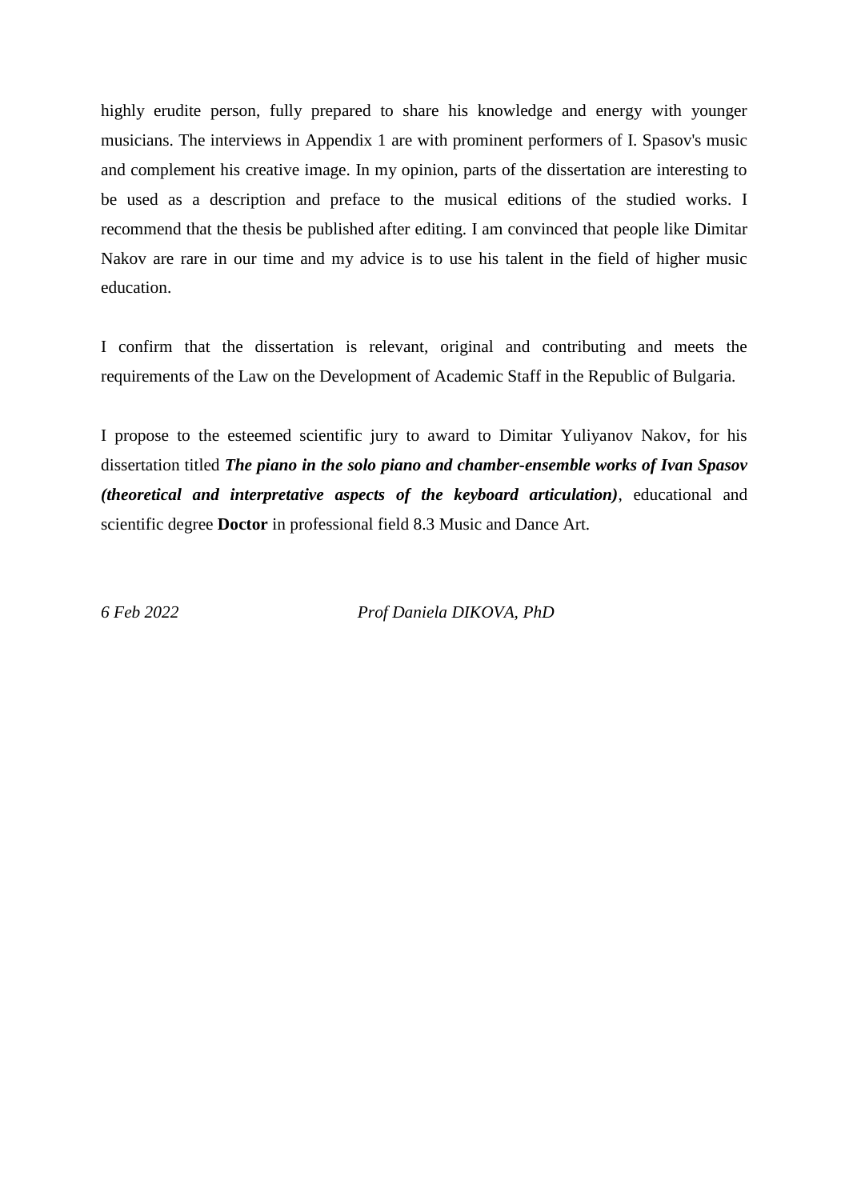highly erudite person, fully prepared to share his knowledge and energy with younger musicians. The interviews in Appendix 1 are with prominent performers of I. Spasov's music and complement his creative image. In my opinion, parts of the dissertation are interesting to be used as a description and preface to the musical editions of the studied works. I recommend that the thesis be published after editing. I am convinced that people like Dimitar Nakov are rare in our time and my advice is to use his talent in the field of higher music education.

I confirm that the dissertation is relevant, original and contributing and meets the requirements of the Law on the Development of Academic Staff in the Republic of Bulgaria.

I propose to the esteemed scientific jury to award to Dimitar Yuliyanov Nakov, for his dissertation titled ***The piano in the solo piano and chamber-ensemble works of Ivan Spasov (theoretical and interpretative aspects of the keyboard articulation)***, educational and scientific degree **Doctor** in professional field 8.3 Music and Dance Art.

*6 Feb 2022* *Prof Daniela DIKOVA, PhD*